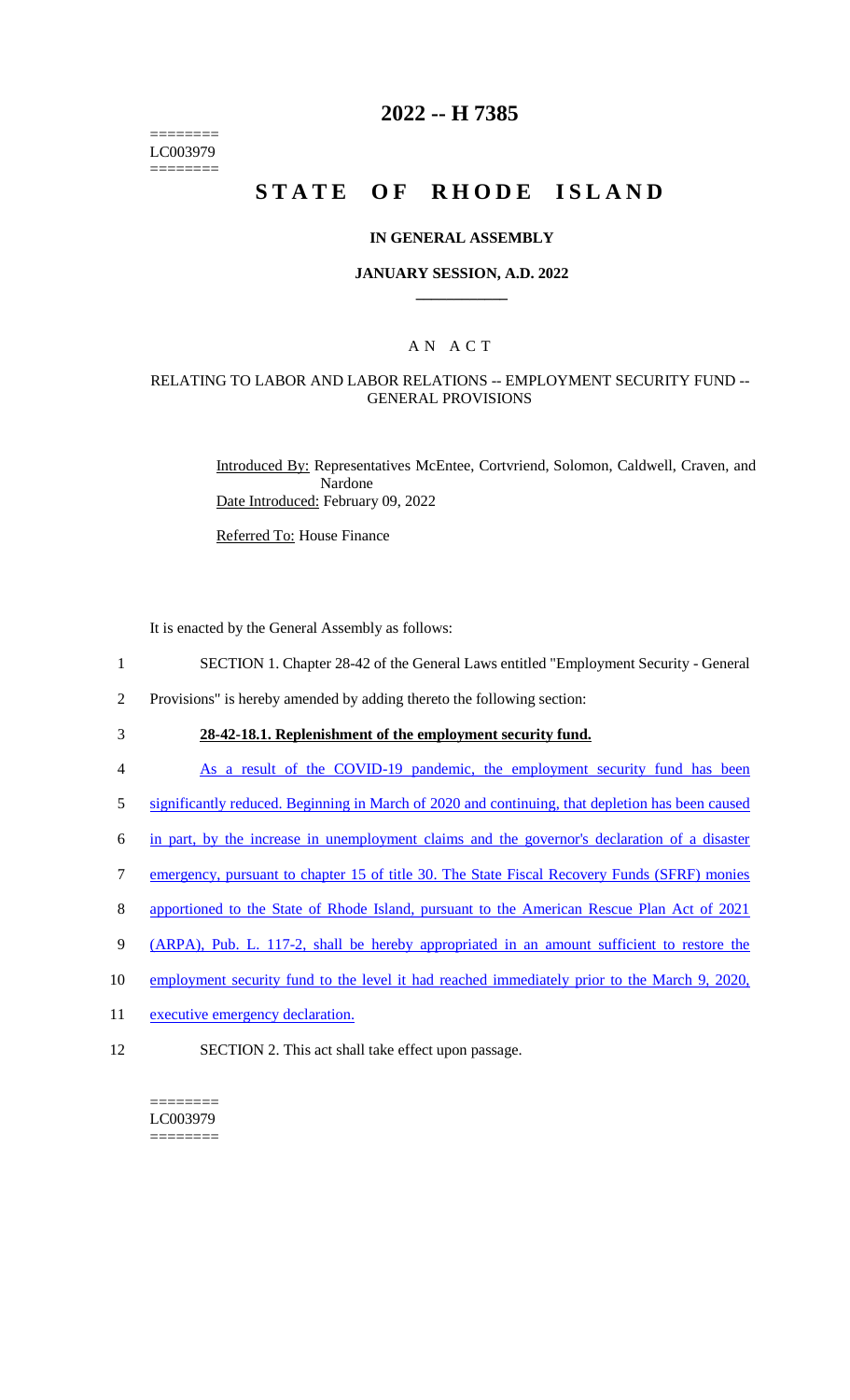========
LC003979
========

# 2022 -- H 7385

# STATE OF RHODE ISLAND

## IN GENERAL ASSEMBLY

### JANUARY SESSION, A.D. 2022

____________

A N A C T

RELATING TO LABOR AND LABOR RELATIONS -- EMPLOYMENT SECURITY FUND -- GENERAL PROVISIONS

Introduced By: Representatives McEntee, Cortvriend, Solomon, Caldwell, Craven, and Nardone

Date Introduced: February 09, 2022

Referred To: House Finance

It is enacted by the General Assembly as follows:

1 SECTION 1. Chapter 28-42 of the General Laws entitled "Employment Security - General
2 Provisions" is hereby amended by adding thereto the following section:

3 **28-42-18.1. Replenishment of the employment security fund.**

4 As a result of the COVID-19 pandemic, the employment security fund has been
5 significantly reduced. Beginning in March of 2020 and continuing, that depletion has been caused
6 in part, by the increase in unemployment claims and the governor's declaration of a disaster
7 emergency, pursuant to chapter 15 of title 30. The State Fiscal Recovery Funds (SFRF) monies
8 apportioned to the State of Rhode Island, pursuant to the American Rescue Plan Act of 2021
9 (ARPA), Pub. L. 117-2, shall be hereby appropriated in an amount sufficient to restore the
10 employment security fund to the level it had reached immediately prior to the March 9, 2020,
11 executive emergency declaration.

12 SECTION 2. This act shall take effect upon passage.

========
LC003979
========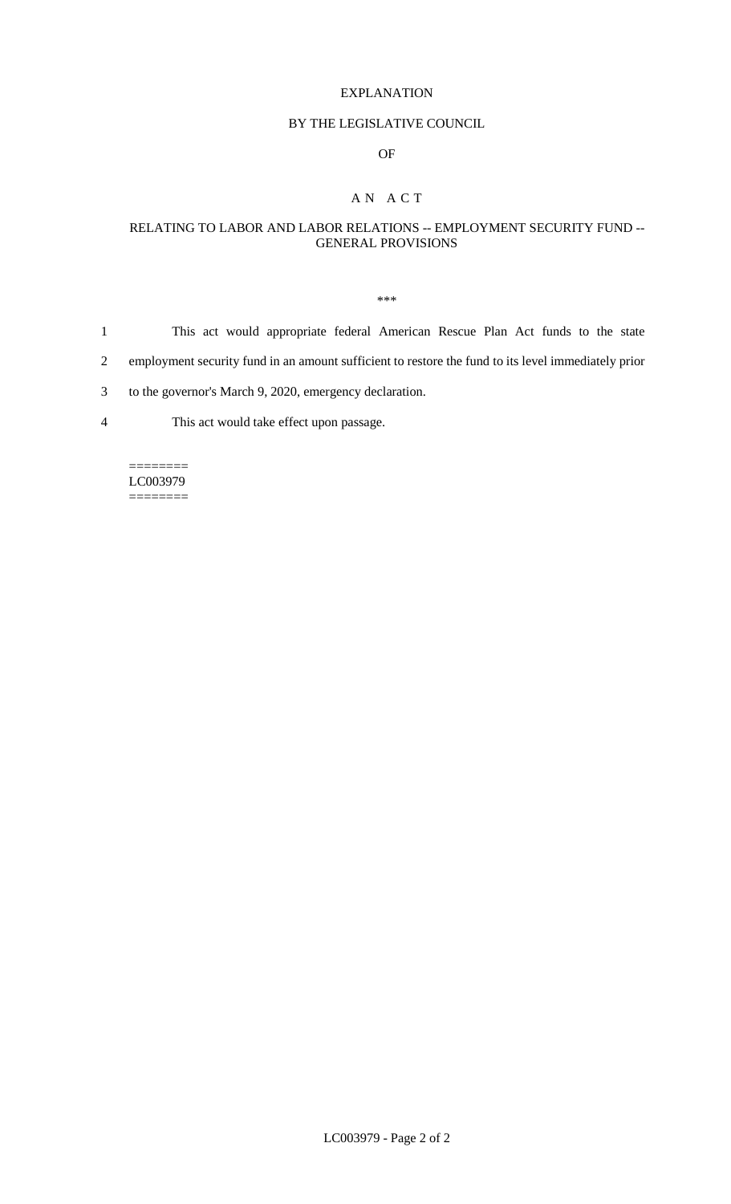EXPLANATION

BY THE LEGISLATIVE COUNCIL

OF

A N A C T

RELATING TO LABOR AND LABOR RELATIONS -- EMPLOYMENT SECURITY FUND -- GENERAL PROVISIONS

\*\*\*

1 This act would appropriate federal American Rescue Plan Act funds to the state
2 employment security fund in an amount sufficient to restore the fund to its level immediately prior
3 to the governor's March 9, 2020, emergency declaration.
4 This act would take effect upon passage.

========
LC003979
========